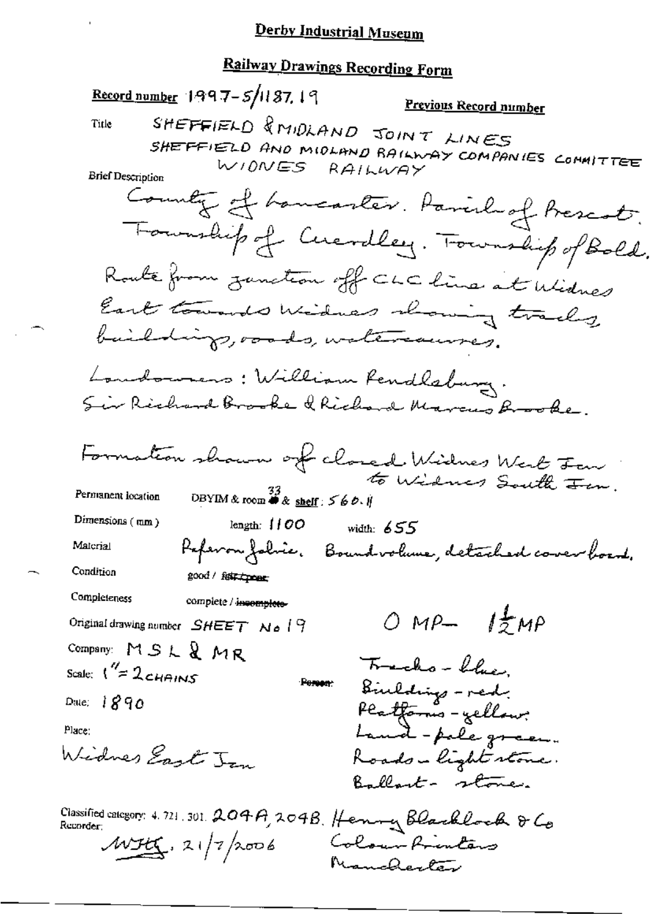# Derby Industrial Museum

## Railway Drawings Recording Form

**Record number** 1997-5/1187.19

**Previous Record number**

**Title** SHEFFIELD & MIDLAND JOINT LINES
SHEFFIELD AND MIDLAND RAILWAY COMPANIES COMMITTEE
WIDNES RAILWAY

**Brief Description**

County of Lancaster. Parish of Prescot.
Township of Cuerdley. Township of Bold.
Route from junction off CLC line at Widnes East towards Widnes showing tracks, buildings, roads, watercourses.

Landowners: William Pendlebury.
Sir Richard Brooke & Richard Marcus Brooke.

Formation shown of closed Widnes West Jcn to Widnes South Jcn.

**Permanent location** DBYIM & room 33 & shelf: 560.11

**Dimensions (mm)** length: 1100 width: 655

**Material** Paper on fabric. Bound volume, detached cover board.

**Condition** good / ~~fair / poor~~

**Completeness** complete / ~~incomplete~~

**Original drawing number** SHEET No 19

0 MP – 1½ MP

**Company:** MSL & MR

**Scale:** 1" = 2 CHAINS

**Person:**

**Date:** 1890

**Place:**
Widnes East Jcn

Tracks - blue.
Buildings - red.
Platforms - yellow.
Land - pale green.
Roads - light stone.
Ballast - stone.

**Classified category:** 4. 721. 301. 204A, 204B. Henry Blacklock & Co Colour Printers Manchester

**Recorder:**
MJHG. 21/7/2006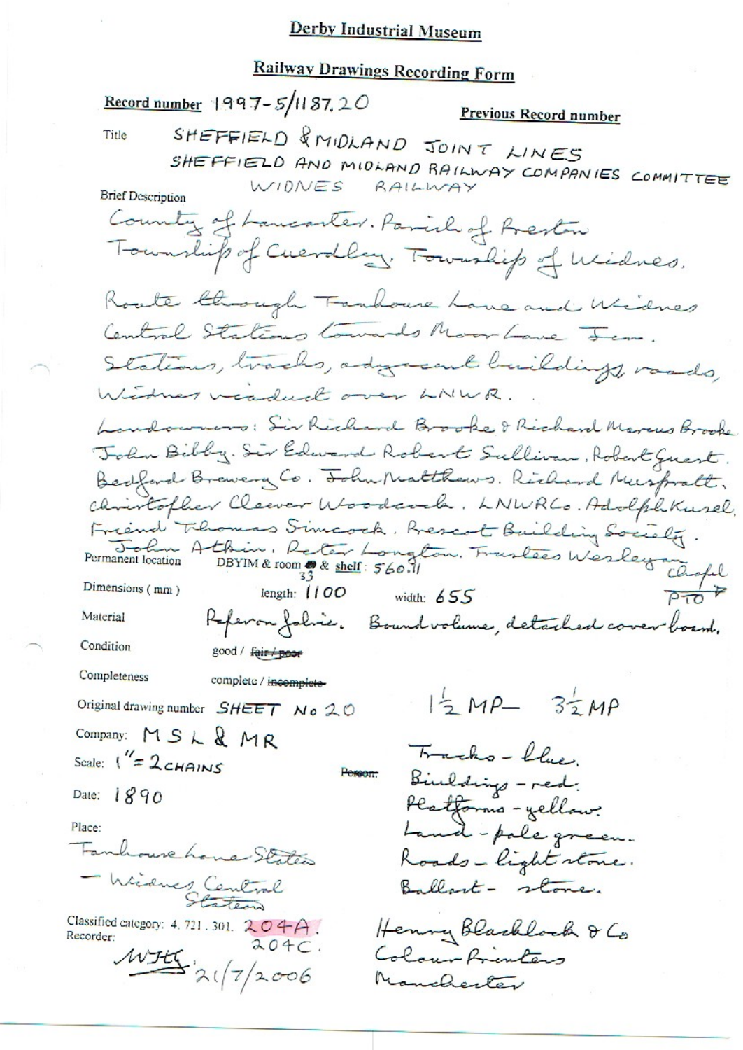# Derby Industrial Museum

## Railway Drawings Recording Form

**Record number** 1997-5/1187.20 **Previous Record number**

Title SHEFFIELD & MIDLAND JOINT LINES
SHEFFIELD AND MIDLAND RAILWAY COMPANIES COMMITTEE
WIDNES RAILWAY

Brief Description

County of Lancaster. Parish of Preston
Township of Cuerdley. Township of Widnes.

Route through Farnhouse Lane and Widnes Central Stations towards Moor Lane Jcn.
Stations, tracks, adjacent buildings, roads, Widnes viaduct over LNWR.

Landowners: Sir Richard Brooke & Richard Marcus Brooke
John Bibby. Sir Edward Robert Sullivan. Robert Guest.
Bedford Brewery Co. John Matthews. Richard Muspratt.
Christopher Cleaver Woodcock. LNWR Co. Adolph Kusel.
Friend Thomas Simcock. Prescot Building Society.
John Atkin. Peter Longton. Trustees Wesleyan Chapel
PTO

Permanent location DBYIM & room 33 & shelf: 560.11

Dimensions ( mm ) length: 1100 width: 655

Material Paper on fabric. Bound volume, detached cover board.

Condition good / ~~fair / poor~~

Completeness complete / ~~incomplete~~

Original drawing number SHEET No 20

$1\frac{1}{2}$ MP — $3\frac{1}{2}$ MP

Company: MSL & MR

Scale: 1" = 2 CHAINS

~~Person:~~

Tracks - blue.
Buildings - red.
Platforms - yellow.
Land - pale green.
Roads - light stone.
Ballast - stone.

Date: 1890

Place:
Farnhouse Lane Station
– Widnes Central Station

Classified category: 4. 721. 301. 204A.
204C.

Recorder:
WJH 21/7/2006

Henry Blacklock & Co
Colour Printers
Manchester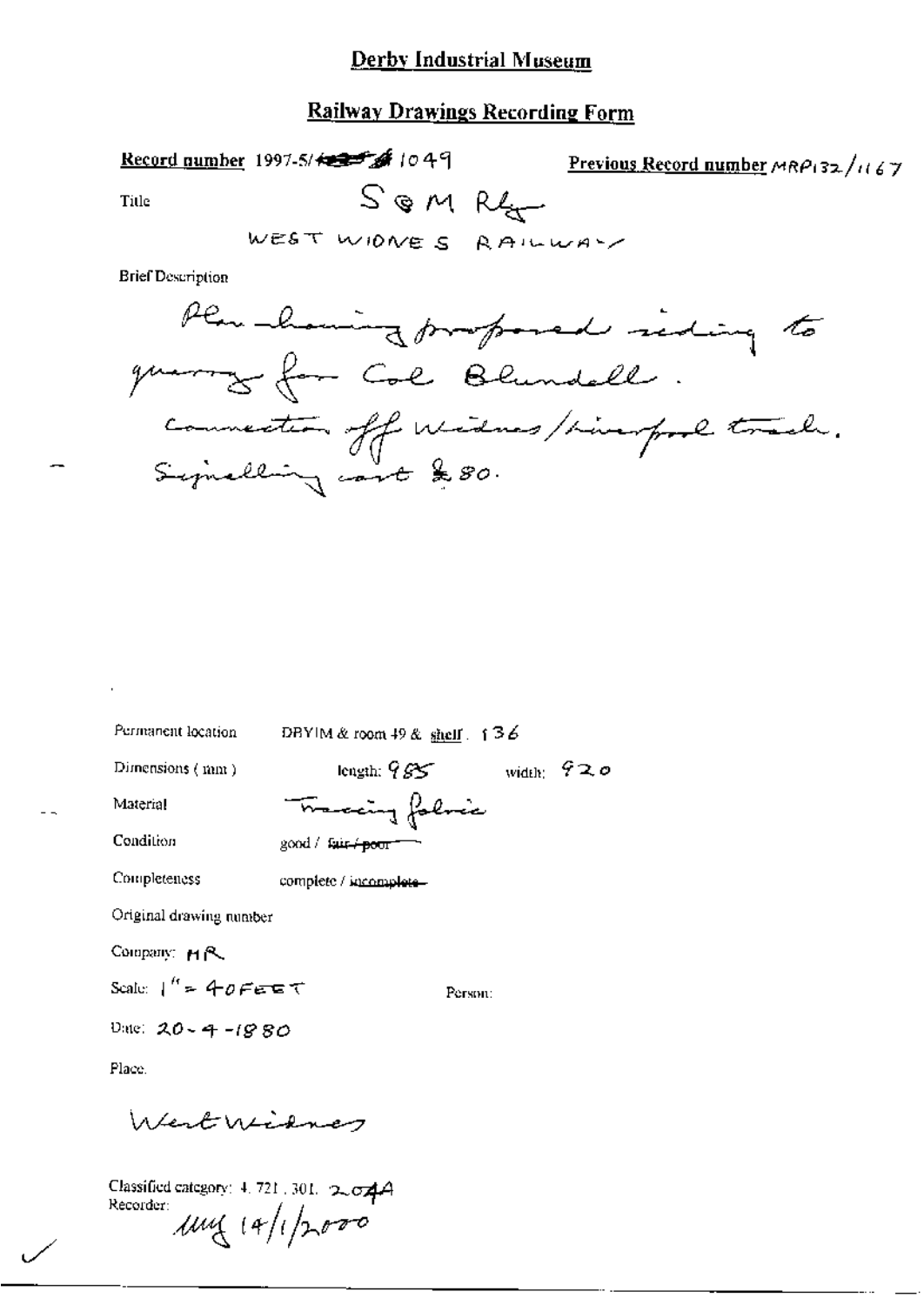# Derby Industrial Museum

## Railway Drawings Recording Form

**Record number** 1997-5/~~[illegible]~~ 1049

**Previous Record number** MRP132/1167

Title S&M Rly
WEST WIDNES RAILWAY

Brief Description

Plan showing proposed siding to quarry for Col Blundell.
connection off Widnes/Liverpool track.
Signalling cost £80.

Permanent location DBYIM & room 49 & shelf. 136

Dimensions (mm) length: 985 width: 920

Material Tracing fabric

Condition good / ~~fair / poor~~

Completeness complete / ~~incomplete~~

Original drawing number

Company: MR

Scale: 1" = 40 FEET

Person:

Date: 20-4-1880

Place.

West Widnes

Classified category: 4. 721. 301. 2.044

Recorder: mg 14/1/2000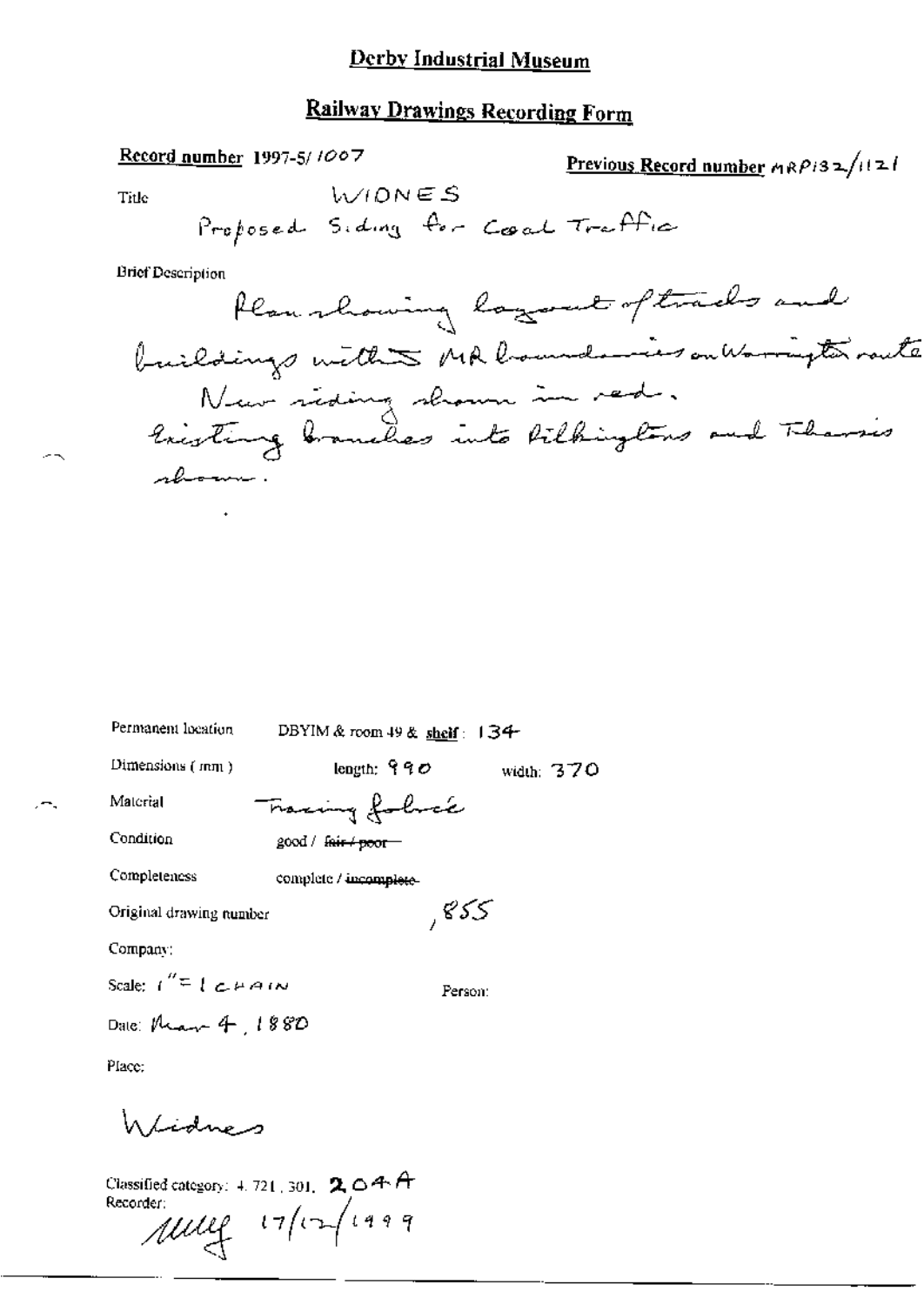# Derby Industrial Museum

## Railway Drawings Recording Form

**Record number** 1997-5/1007

**Previous Record number** MRP132/1121

Title WIDNES
Proposed Siding for Coal Traffic

Brief Description

Plan showing layout of tracks and buildings within MR boundaries on Warrington route. New siding shown in red. Existing branches into Pilkingtons and Tharsis shown.

Permanent location DBYIM & room 49 & **shelf**: 134

Dimensions (mm) length: 990 width: 370

Material Tracing fabric

Condition good / ~~fair / poor~~

Completeness complete / ~~incomplete~~

Original drawing number ,855

Company:

Scale: 1" = 1 CHAIN

Person:

Date: Mar 4, 1880

Place:

Widnes

Classified category: 4. 721. 301. 204A

Recorder: 17/12/1999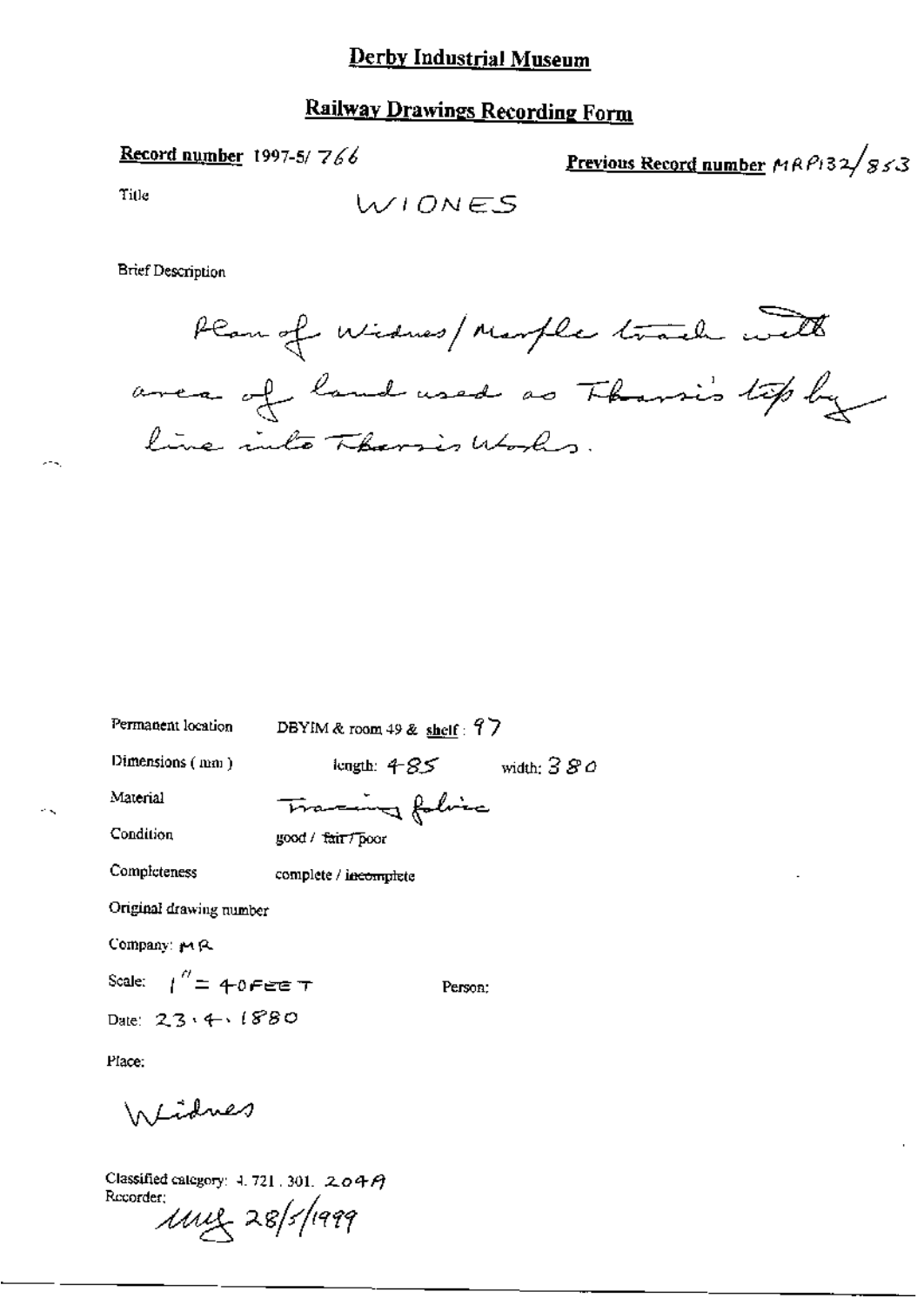# Derby Industrial Museum

## Railway Drawings Recording Form

**Record number** 1997-5/ 766

**Previous Record number** MRP132/853

Title

WIONES

Brief Description

Plan of Widnes/Marple track with area of land used as Tharsis tip by line into Tharsis Works.

Permanent location DBYIM & room 49 & shelf : 97

Dimensions (mm) length: 485 width: 380

Material Tracing fabric

Condition good / ~~fair~~ / poor

Completeness complete / ~~incomplete~~

Original drawing number

Company: MR

Scale: 1" = 40 FEET

Person:

Date: 23.4.1880

Place:

Widnes

Classified category: 4.721.301. 204A

Recorder:

MMG 28/5/1999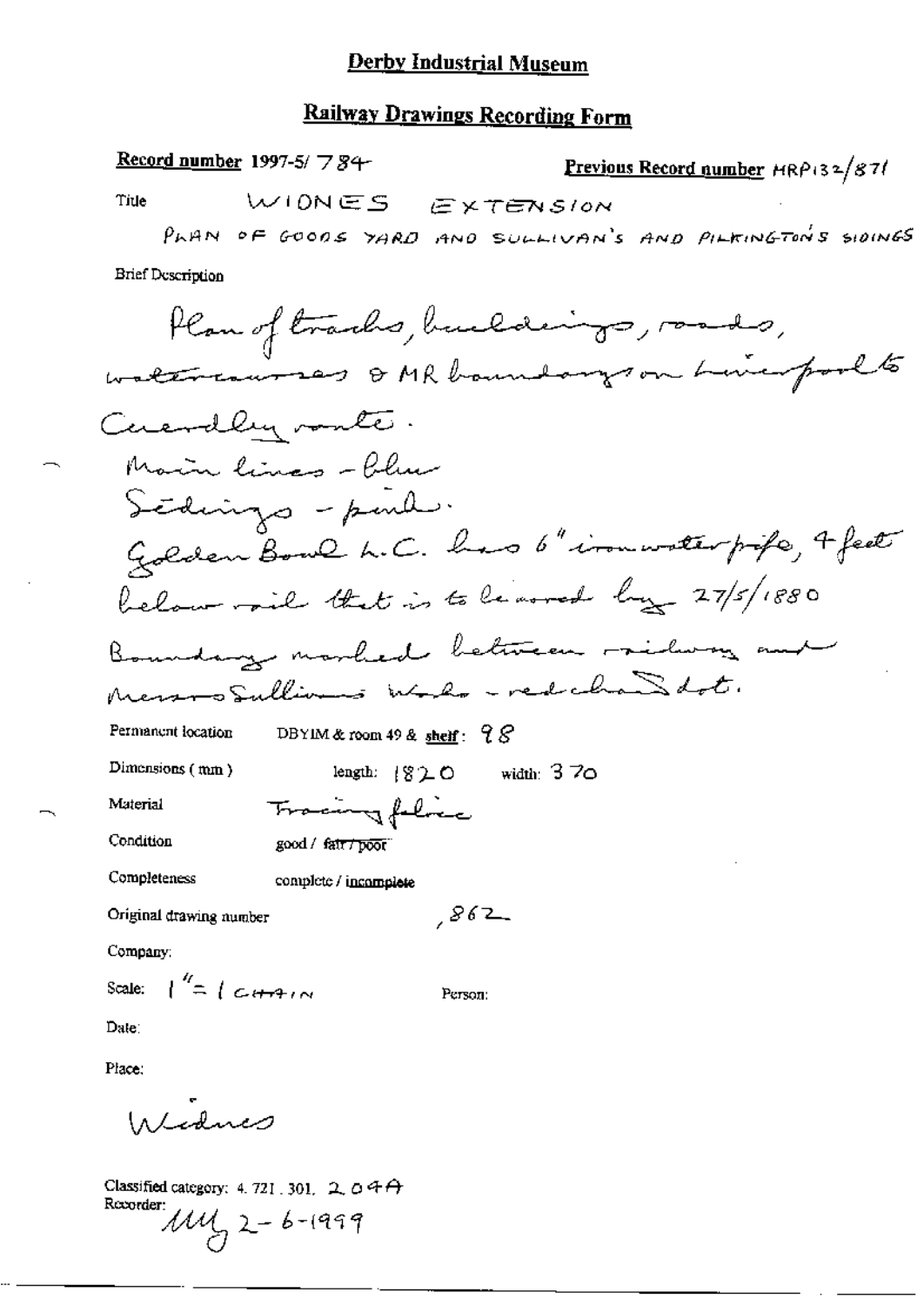# Derby Industrial Museum

## Railway Drawings Recording Form

**Record number** 1997-5/ 784

**Previous Record number** HRP132/871

Title WIDNES EXTENSION

PLAN OF GOODS YARD AND SULLIVAN'S AND PILKINGTON'S SIDINGS

Brief Description

Plan of tracks, buildings, roads, watercourses & MR boundary on Liverpool to Cuerdley route.
Main lines - blue
Sidings - pink.
Golden Bowl L.C. has 6" iron water pipe, 4 feet below rail that is to be moved by 27/5/1880
Boundary marked between railway and Messrs Sullivans Works - red chain dot.

Permanent location DBYIM & room 49 & **shelf**: 98

Dimensions (mm) length: 1820 width: 370

Material Tracing fabric

Condition good / ~~fair / poor~~

Completeness complete / incomplete

Original drawing number ,862

Company:

Scale: 1" = 1 CHAIN

Person:

Date:

Place:

Widnes

Classified category: 4. 721. 301. 2.04A

Recorder: MM 2-6-1999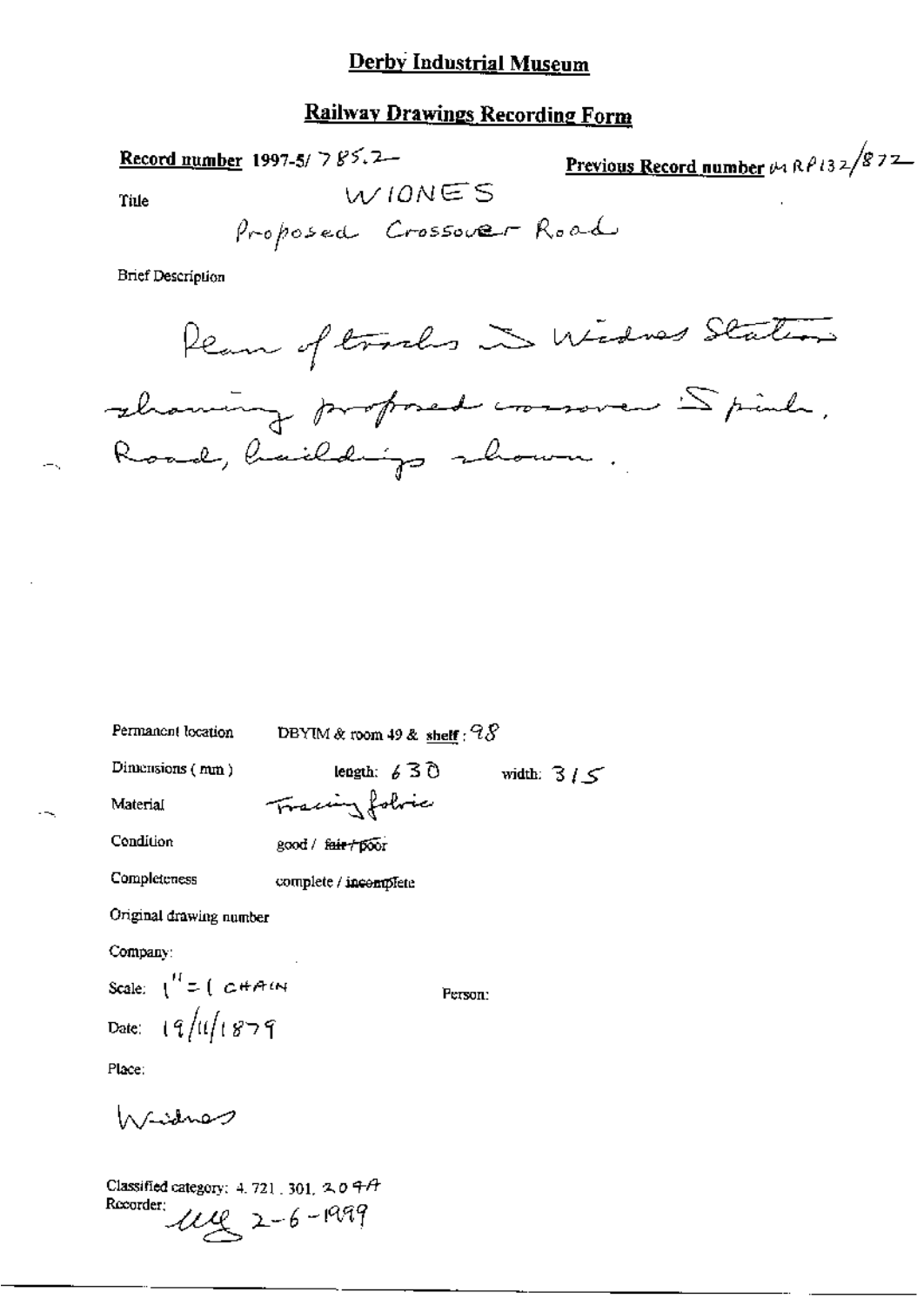# Derby Industrial Museum

## Railway Drawings Recording Form

**Record number** 1997-5/ 785.2 **Previous Record number** MRP132/872

Title WIDNES

Proposed Crossover Road

Brief Description

Plan of tracks in Widnes Station showing proposed crossover & points. Road, buildings shown.

Permanent location DBYIM & room 49 & shelf: 98

Dimensions (mm) length: 630 width: 315

Material Tracing fabric

Condition good / ~~fair / poor~~

Completeness complete / ~~incomplete~~

Original drawing number

Company:

Scale: 1" = 1 CHAIN

Person:

Date: 19/11/1879

Place:

Widnes

Classified category: 4. 721. 301. 209A

Recorder: [signature] 2-6-1999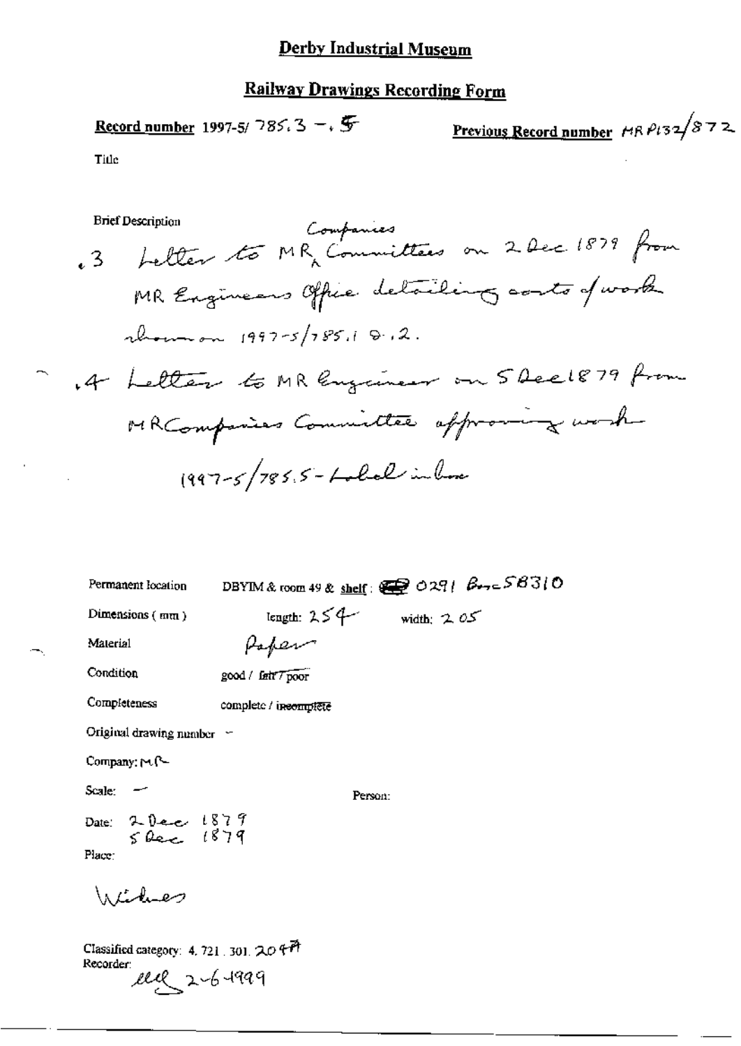# Derby Industrial Museum

## Railway Drawings Recording Form

**Record number** 1997-5/ 785.3 – .5 **Previous Record number** MR P132/872

Title

Brief Description

.3 Letter to MR Companies Committees on 2 Dec 1879 from MR Engineers Office detailing costs of work shown on 1997-5/785.1 & .2.

.4 Letter to MR Engineer on 5 Dec 1879 from MR Companies Committee approving work

1997-5/785.5 – Label in box

Permanent location DBYIM & room 49 & shelf: 0291 Box 58310

Dimensions (mm) length: 254 width: 205

Material Paper

Condition good / ~~fair~~ / poor

Completeness complete / ~~incomplete~~

Original drawing number –

Company: MR

Scale: –

Person:

Date: 2 Dec 1879
5 Dec 1879

Place:

Wilnes

Classified category: 4. 721. 301. 20 4A

Recorder: 
ell 2-6-1999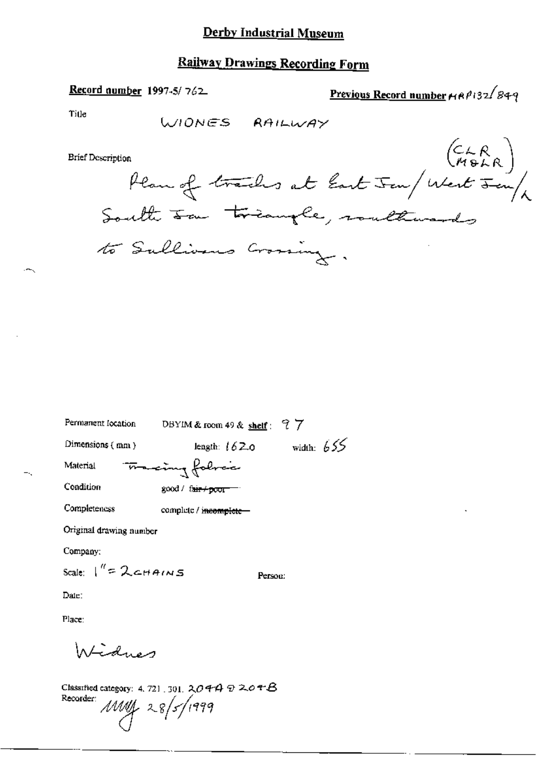# Derby Industrial Museum

## Railway Drawings Recording Form

**Record number** 1997-5/762

**Previous Record number** MRP132/849

Title

WIDNES RAILWAY

Brief Description

(CLR / M&LR)

Plan of tracks at East Jcn / West Jcn / & South Jcn triangle, southwards to Sullivans Crossing.

Permanent location DBYIM & room 49 & **shelf**: 97

Dimensions (mm) length: 1620 width: 655

Material Tracing fabric

Condition good / ~~fair / poor~~

Completeness complete / ~~incomplete~~

Original drawing number

Company:

Scale: 1" = 2 CHAINS

Person:

Date:

Place:

Widnes

Classified category: 4. 721. 301. 204A & 204B

Recorder: MMY 28/5/1999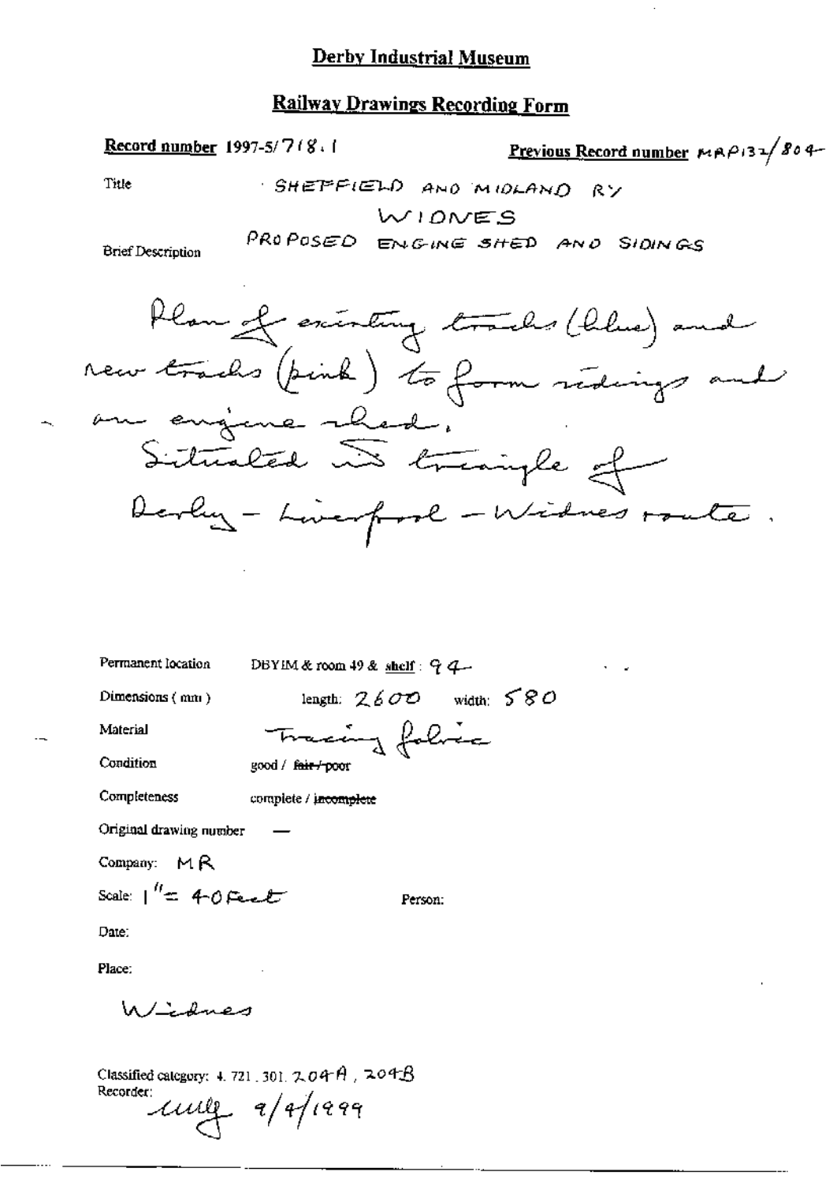# Derby Industrial Museum

## Railway Drawings Recording Form

**Record number** 1997-5/718.1

**Previous Record number** MAP132/804

Title: SHEFFIELD AND MIDLAND RY
WIDNES
PROPOSED ENGINE SHED AND SIDINGS

Brief Description:

Plan of existing tracks (blue) and new tracks (pink) to form sidings and an engine shed.
Situated in triangle of Derby – Liverpool – Widnes route.

Permanent location: DBYIM & room 49 & shelf: 94

Dimensions (mm): length: 2600 width: 580

Material: Tracing fabric

Condition: good / ~~fair / poor~~

Completeness: complete / ~~incomplete~~

Original drawing number: —

Company: MR

Scale: 1" = 40 feet

Person:

Date:

Place:

Widnes

Classified category: 4.721.301.204A, 204B

Recorder: ccuig 9/4/1999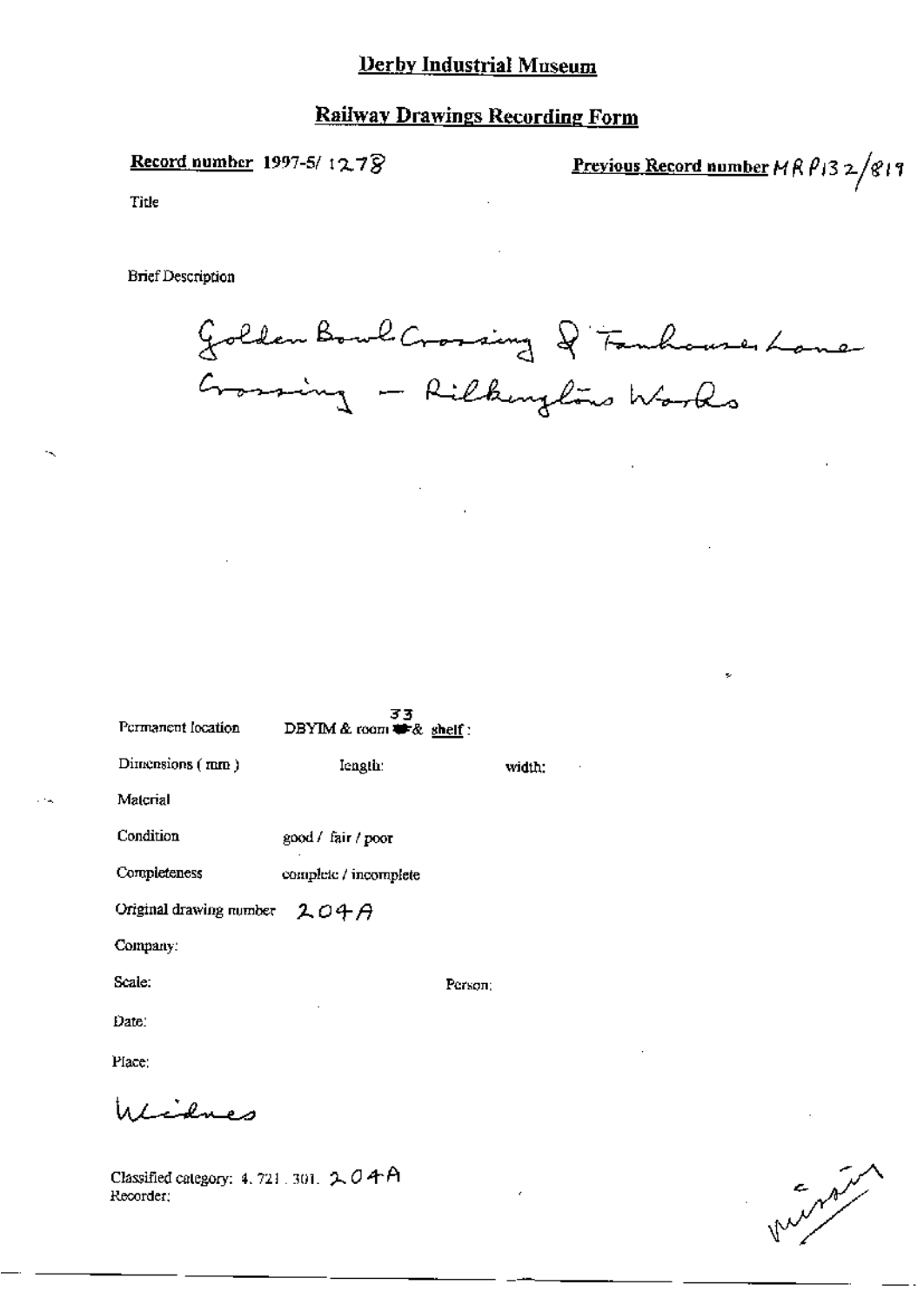# Derby Industrial Museum

## Railway Drawings Recording Form

**Record number** 1997-5/ 1278

**Previous Record number** MRP132/819

Title

Brief Description

Golden Bowl Crossing & Fanhouse Lane Crossing – Pilkington's Works

Permanent location DBYIM & room 33 & shelf :

Dimensions ( mm ) length: width:

Material

Condition good / fair / poor

Completeness complete / incomplete

Original drawing number 204A

Company:

Scale: Person:

Date:

Place:

Widnes

Classified category: 4. 721. 301. 204A

Recorder: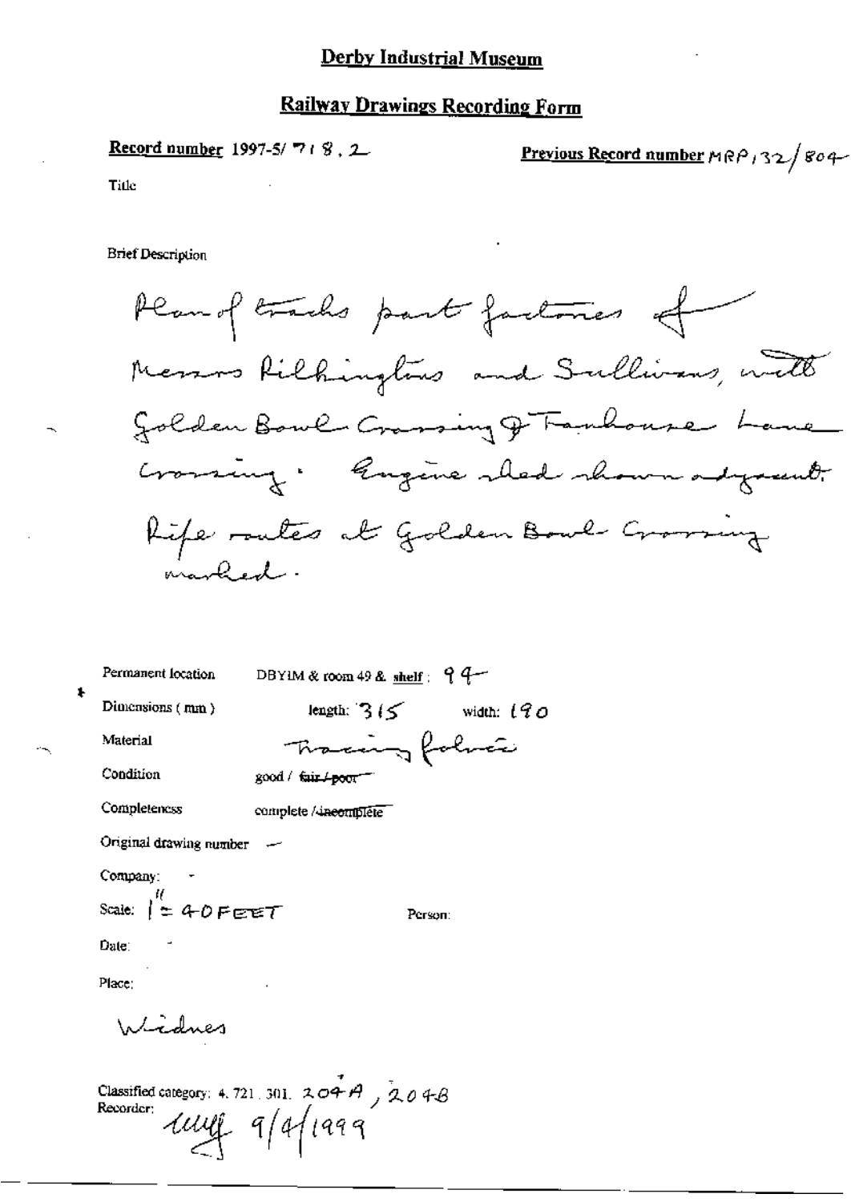## Derby Industrial Museum

## Railway Drawings Recording Form

**Record number** 1997-5/ 718 . 2

**Previous Record number** MRP 132/804

Title

Brief Description

Plan of tracks past factories of Messrs Pilkingtons and Sullivans, with Golden Bowl Crossing & Farnhouse Lane Crossing. Engine shed shown adjacent. Pipe routes at Golden Bowl Crossing marked.

Permanent location DBYIM & room 49 & shelf : 94

Dimensions (mm) length: 315 width: 190

Material Tracing fabric

Condition good / ~~fair / poor~~

Completeness complete / ~~incomplete~~

Original drawing number —

Company: -

Scale: 1" = 40 FEET

Person:

Date: -

Place:

Widnes

Classified category: 4. 721. 301. 204A , 204B

Recorder: MM 9/4/1999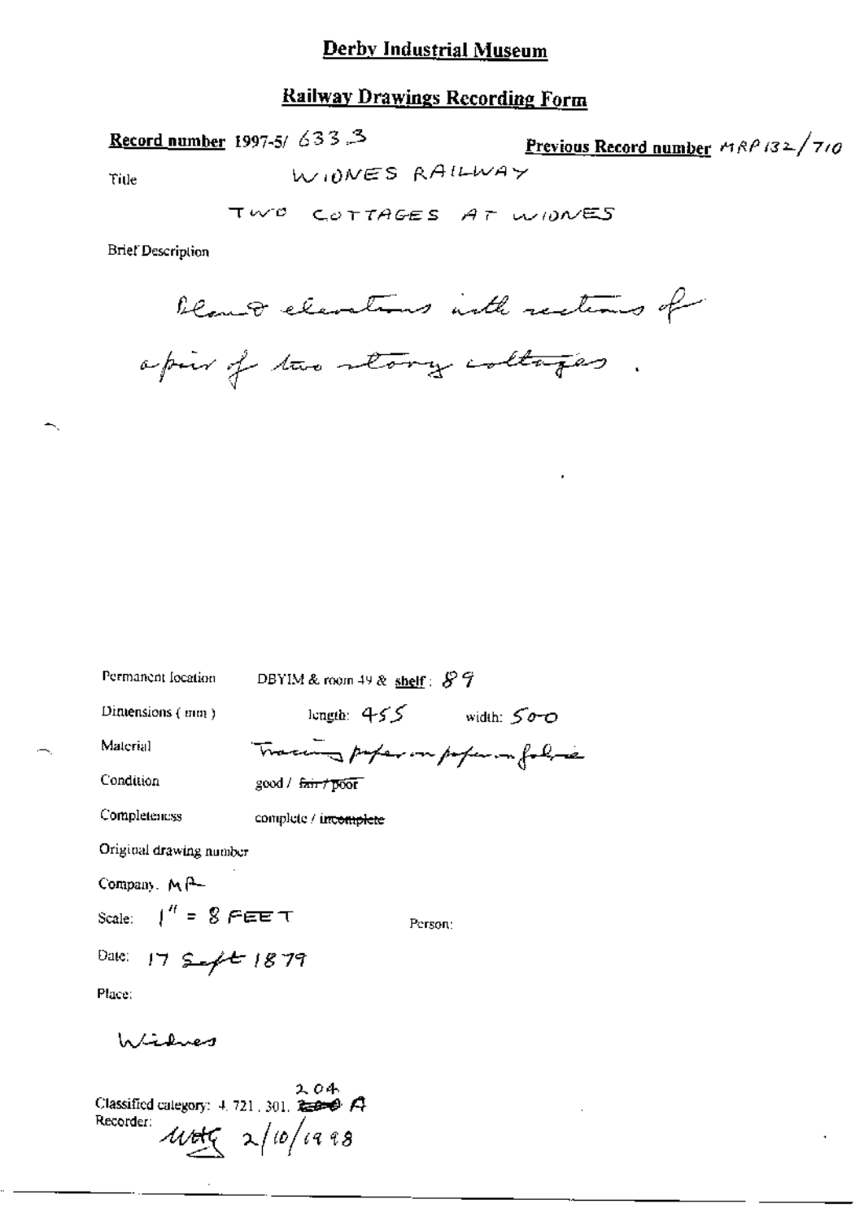# Derby Industrial Museum

## Railway Drawings Recording Form

**Record number** 1997-5/ 633.3 **Previous Record number** MRP 132/710

Title WIDNES RAILWAY

TWO COTTAGES AT WIDNES

Brief Description

Plan & elevations with sections of a pair of two storey cottages.

Permanent location DBYIM & room 49 & **shelf**: 89

Dimensions (mm) length: 455 width: 500

Material Tracing paper on paper on fabric

Condition good / ~~fair / poor~~

Completeness complete / ~~incomplete~~

Original drawing number

Company. MR

Scale: 1" = 8 FEET Person:

Date: 17 Sept 1879

Place:

Widnes

Classified category: 4. 721. 301. ~~2030~~ 204 A

Recorder: WHG 2/10/1998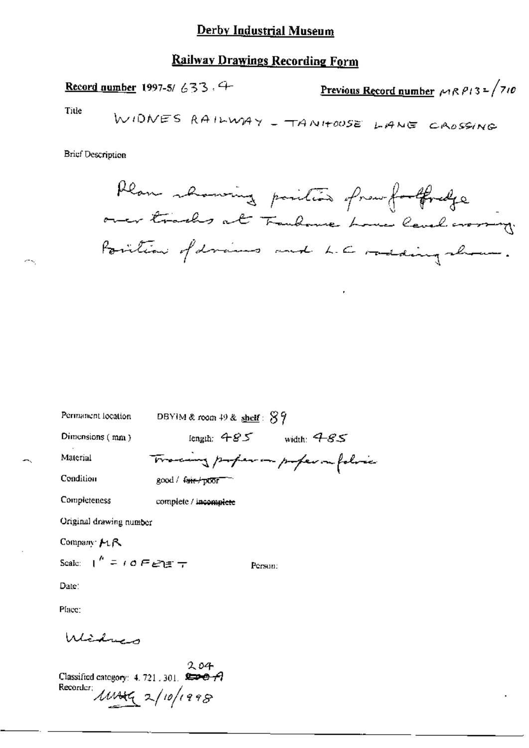# Derby Industrial Museum

## Railway Drawings Recording Form

**Record number** 1997-5/ 633.4

**Previous Record number** MRP132/710

Title

WIDNES RAILWAY - TANHOUSE LANE CROSSING

Brief Description

Plan showing position of new footbridge over tracks at Tanhouse Lane level crossing. Position of drains and L.C. adding shown.

Permanent location DBYIM & room 49 & **shelf**: 89

Dimensions (mm) length: 485 width: 485

Material Tracing paper on paper on fabric

Condition good / ~~fair / poor~~

Completeness complete / ~~incomplete~~

Original drawing number

Company: MR

Scale: 1" = 10 FEET

Person:

Date:

Place:

Widnes

Classified category: 4. 721. 301. ~~200~~ 204 A

Recorder: MMG 2/10/1998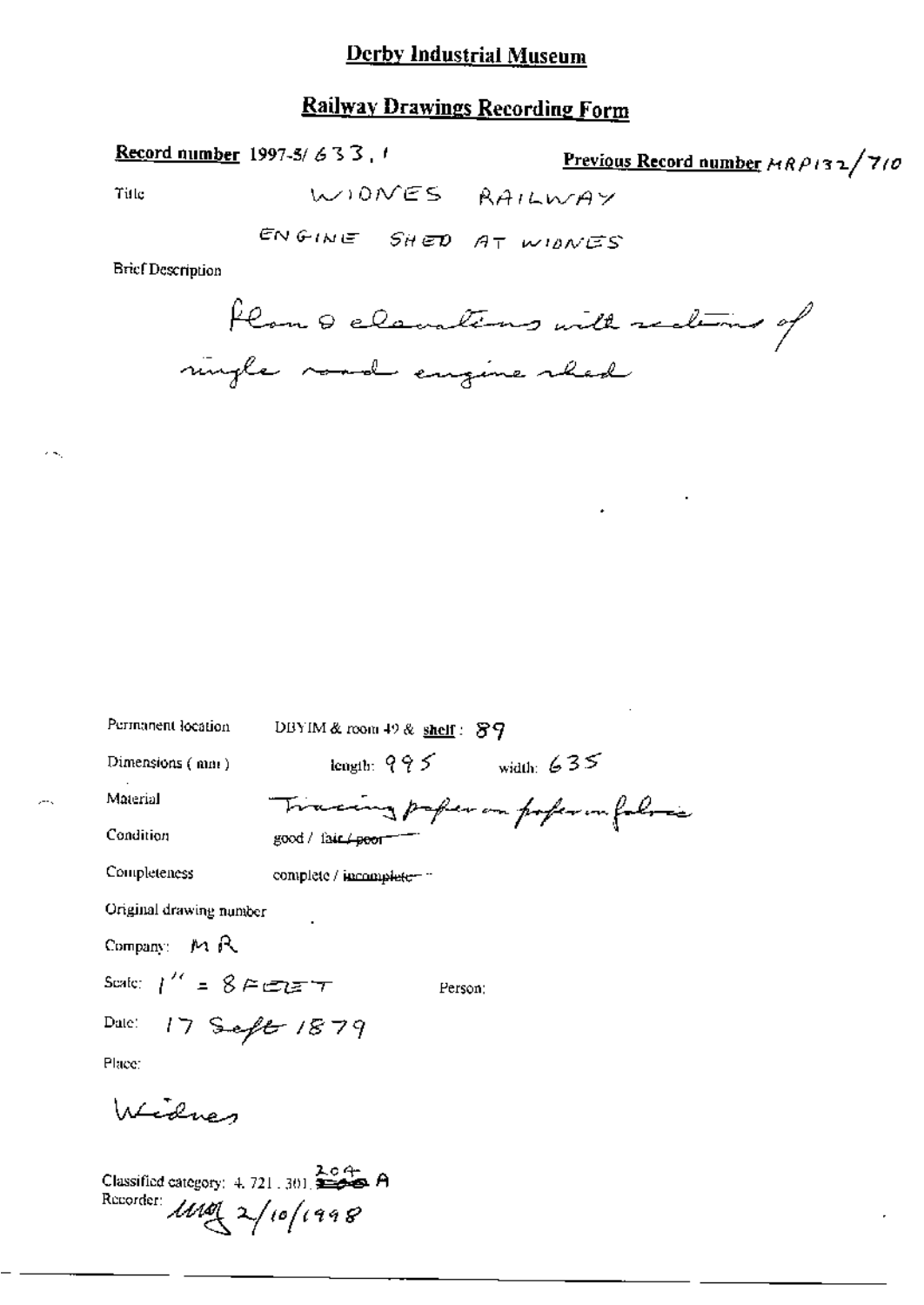# Derby Industrial Museum

## Railway Drawings Recording Form

**Record number** 1997-5/ 633 . 1 **Previous Record number** MRP132/710

Title WIDNES RAILWAY

ENGINE SHED AT WIDNES

Brief Description

Plan & elevations with sections of single road engine shed

Permanent location DBYIM & room 49 & **shelf**: 89

Dimensions (mm) length: 995 width: 635

Material Tracing paper on paper on fabric

Condition good / ~~fair / poor~~

Completeness complete / ~~incomplete~~

Original drawing number

Company: MR

Scale: 1" = 8 FEET Person:

Date: 17 Sept 1879

Place:

Widnes

Classified category: 4. 721 . 301. 204 A

Recorder: MAQ 2/10/1998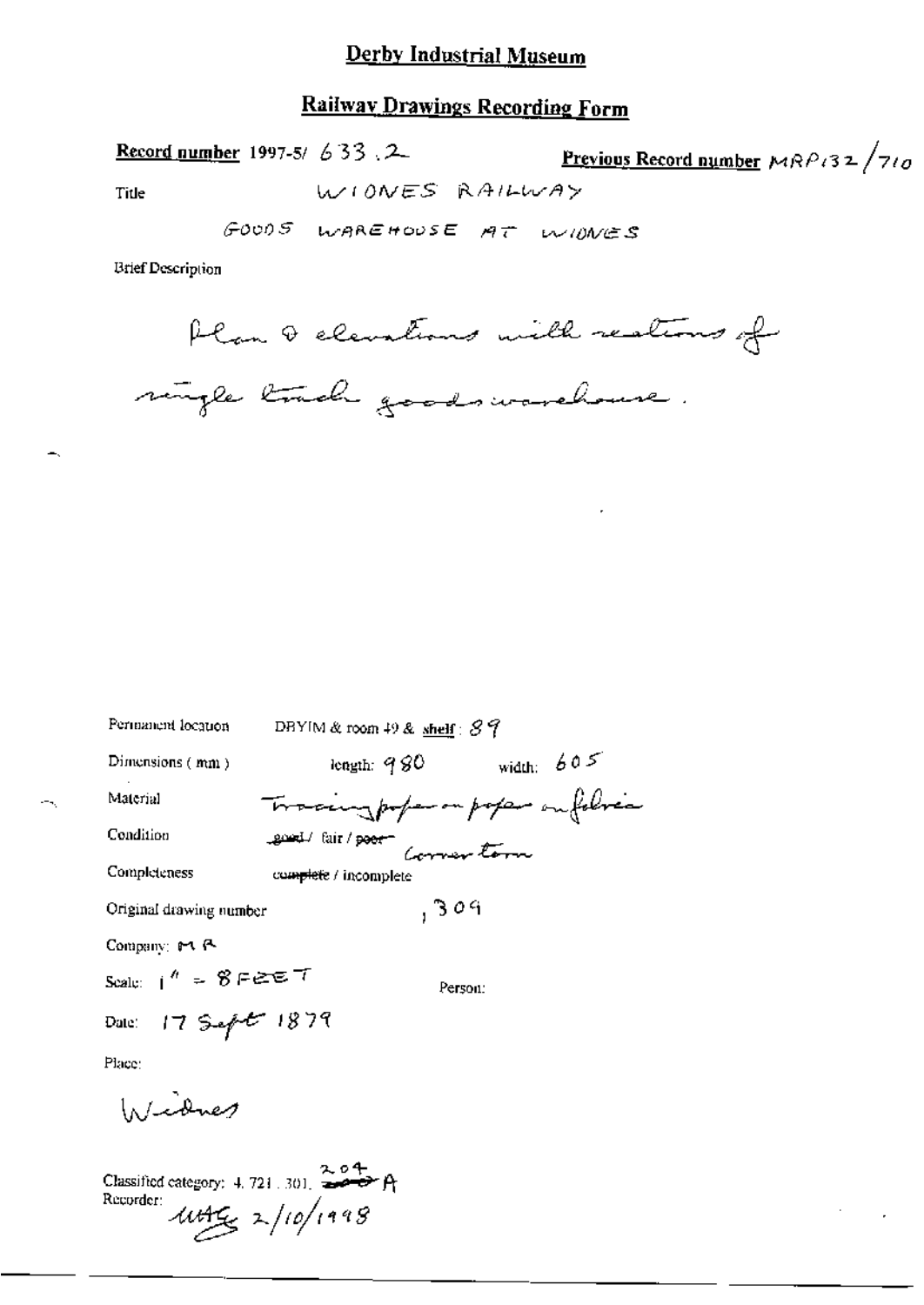# Derby Industrial Museum

## Railway Drawings Recording Form

**Record number** 1997-5/ 633 .2

**Previous Record number** MRP132/710

Title: WIDNES RAILWAY

GOODS WAREHOUSE AT WIDNES

Brief Description

Plan & elevations with sections of single track goods warehouse.

Permanent location: DBYIM & room 49 & shelf: 89

Dimensions (mm): length: 980 width: 605

Material: Tracing paper on paper on fabric

Condition: ~~good~~ / fair / ~~poor~~ Corner torn

Completeness: ~~complete~~ / incomplete

Original drawing number: ,309

Company: MR

Scale: 1" = 8 FEET

Person:

Date: 17 Sept 1879

Place:

Widnes

Classified category: 4. 721 . 301. 204 A

Recorder: MHG 2/10/1998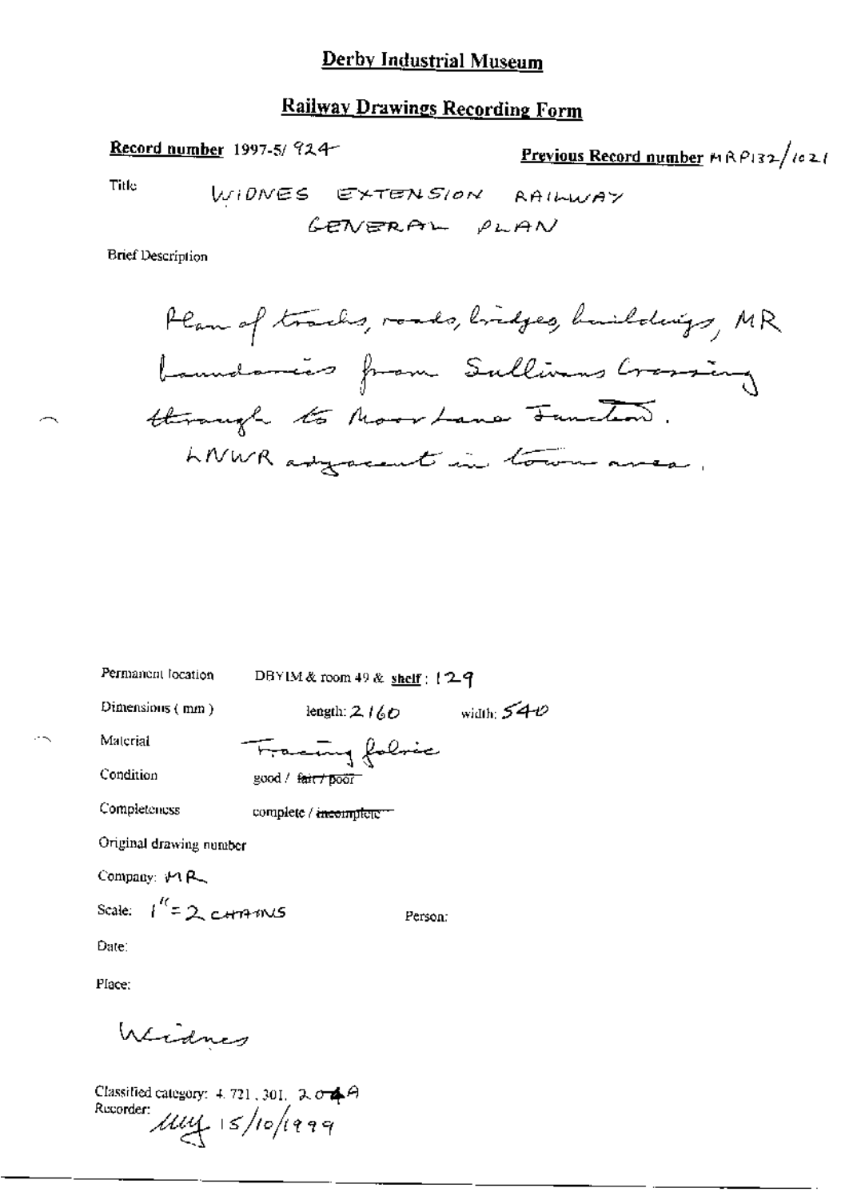# Derby Industrial Museum

## Railway Drawings Recording Form

**Record number** 1997-5/ 924

**Previous Record number** MRP132/1021

Title

WIDNES EXTENSION RAILWAY
GENERAL PLAN

Brief Description

Plan of tracks, roads, bridges, buildings, MR boundaries from Sullivans Crossing through to Moor Lane Junction.
LNWR adjacent in town area.

Permanent location DBYIM & room 49 & **shelf** : 129

Dimensions (mm) length: 2160 width: 540

Material Tracing fabric

Condition good / ~~fair / poor~~

Completeness complete / ~~incomplete~~

Original drawing number

Company: MR

Scale: 1" = 2 CHAINS

Person:

Date:

Place:

Widnes

Classified category: 4.721, 301, 204A

Recorder: Muy 15/10/1999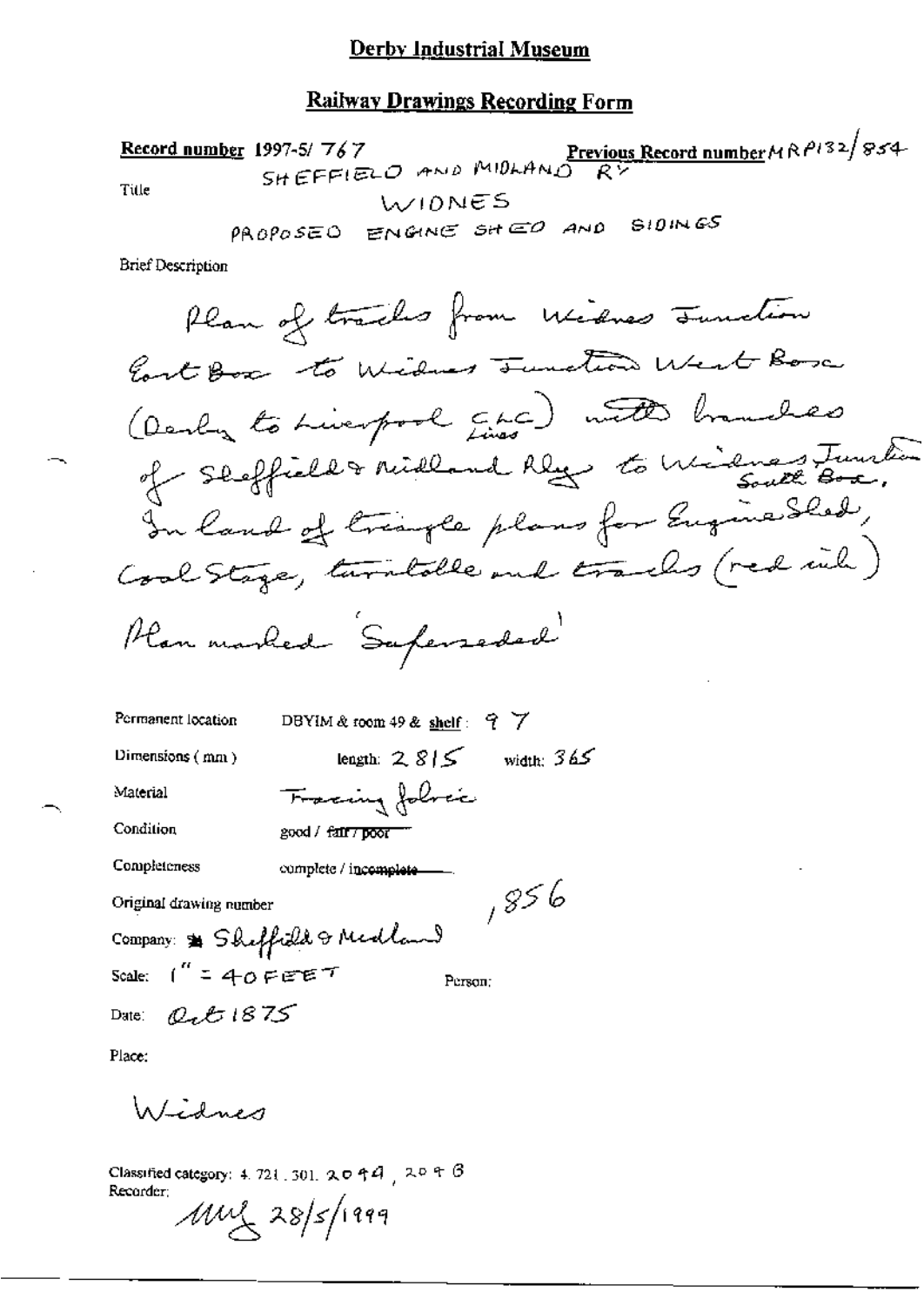# Derby Industrial Museum

## Railway Drawings Recording Form

**Record number** 1997-5/ 767 **Previous Record number** MRP132/854

Title

SHEFFIELD AND MIDLAND RY
WIDNES
PROPOSED ENGINE SHED AND SIDINGS

Brief Description

Plan of tracks from Widnes Junction East Box to Widnes Junction West Box (Derby to Liverpool CLC Lines) with branches of Sheffield & Midland Rly to Widnes Junction South Box. In land of triangle plans for Engine Shed, Coal Stage, turntable and tracks (red ink)

Plan marked 'Superseded'

Permanent location: DBYIM & room 49 & **shelf**: 97

Dimensions (mm): length: 2815 width: 365

Material: Tracing fabric

Condition: good / ~~fair / poor~~

Completeness: complete / ~~incomplete~~

Original drawing number: 1856

Company: Sheffield & Midland

Scale: 1" = 40 FEET

Person:

Date: Oct 1875

Place:

Widnes

Classified category: 4.721.301.2049, 2098

Recorder:

MWJ 28/5/1999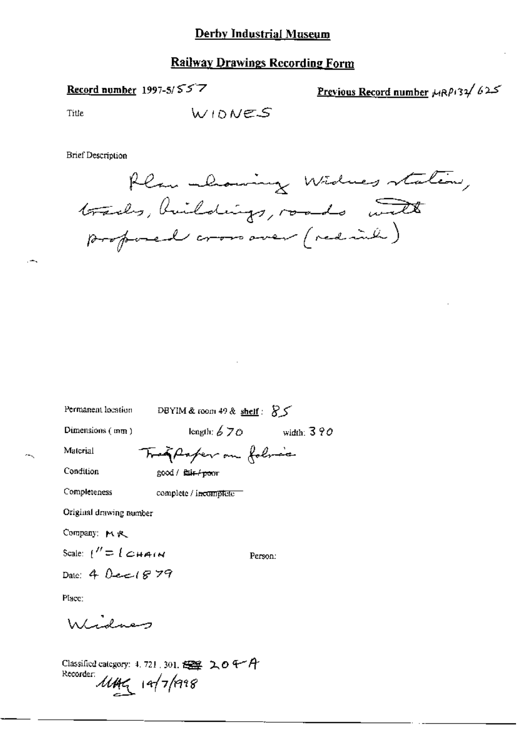# Derby Industrial Museum

## Railway Drawings Recording Form

**Record number** 1997-5/557

**Previous Record number** MRP132/625

Title WIDNES

Brief Description

Plan showing Widnes station, tracks, buildings, roads with proposed crossover (red ink)

Permanent location DBYIM & room 49 & **shelf**: 85

Dimensions (mm) length: 670 width: 390

Material Tracing Paper on fabric

Condition good / ~~fair / poor~~

Completeness complete / ~~incomplete~~

Original drawing number

Company: MR

Scale: 1" = 1 CHAIN

Person:

Date: 4 Dec 1879

Place:

Widnes

Classified category: 4.721.301. ~~---~~ 204-A

Recorder: MAG 14/7/1998